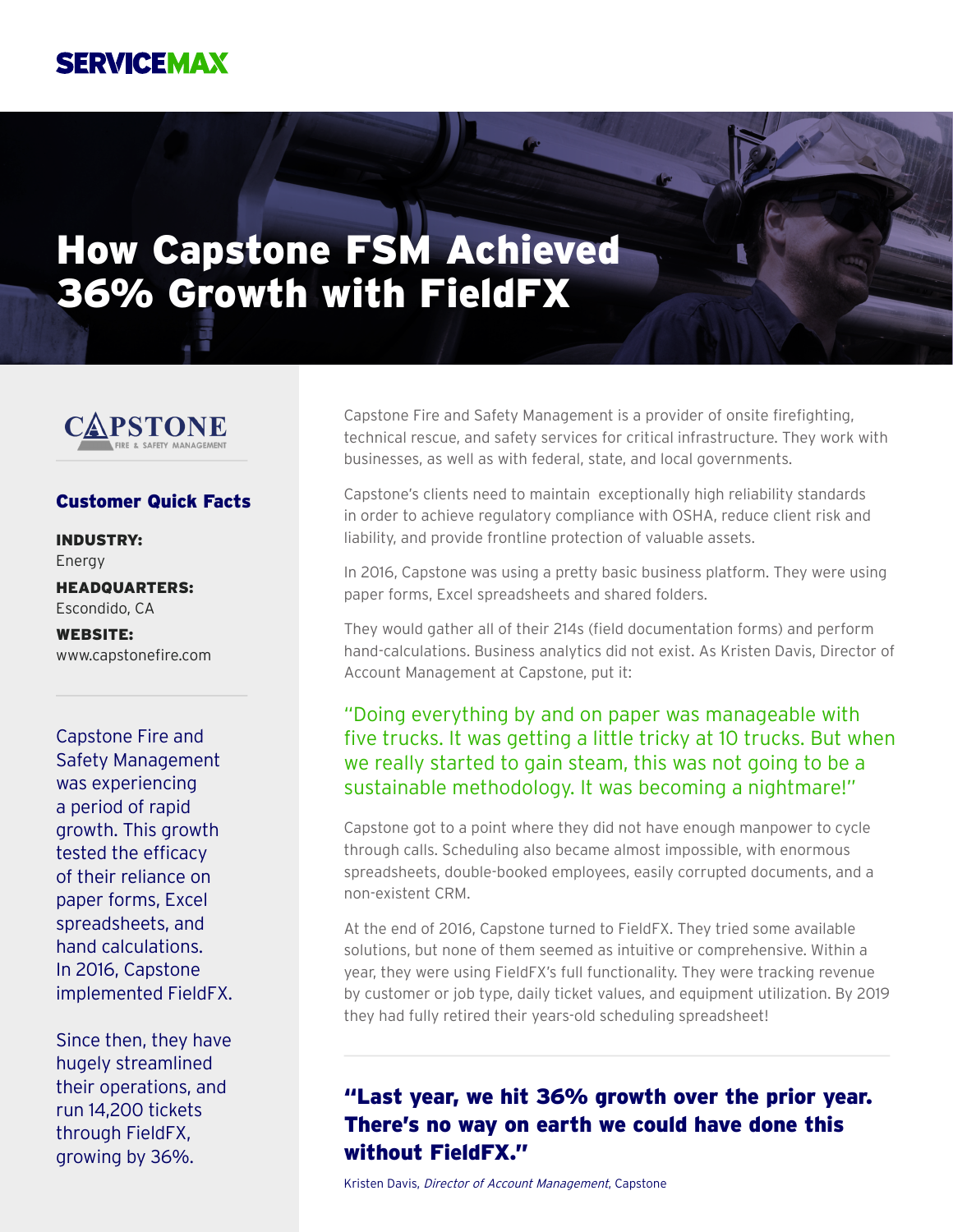SERVICEMAX

# How Capstone FSM Achieved 36% Growth with FieldFX

CAPSTONE FIRE & SAFETY MANAGEMENT

### Customer Quick Facts

**INDUSTRY:**
Energy

**HEADQUARTERS:**
Escondido, CA

**WEBSITE:**
www.capstonefire.com

Capstone Fire and Safety Management was experiencing a period of rapid growth. This growth tested the efficacy of their reliance on paper forms, Excel spreadsheets, and hand calculations. In 2016, Capstone implemented FieldFX.

Since then, they have hugely streamlined their operations, and run 14,200 tickets through FieldFX, growing by 36%.

Capstone Fire and Safety Management is a provider of onsite firefighting, technical rescue, and safety services for critical infrastructure. They work with businesses, as well as with federal, state, and local governments.

Capstone's clients need to maintain exceptionally high reliability standards in order to achieve regulatory compliance with OSHA, reduce client risk and liability, and provide frontline protection of valuable assets.

In 2016, Capstone was using a pretty basic business platform. They were using paper forms, Excel spreadsheets and shared folders.

They would gather all of their 214s (field documentation forms) and perform hand-calculations. Business analytics did not exist. As Kristen Davis, Director of Account Management at Capstone, put it:

> "Doing everything by and on paper was manageable with five trucks. It was getting a little tricky at 10 trucks. But when we really started to gain steam, this was not going to be a sustainable methodology. It was becoming a nightmare!"

Capstone got to a point where they did not have enough manpower to cycle through calls. Scheduling also became almost impossible, with enormous spreadsheets, double-booked employees, easily corrupted documents, and a non-existent CRM.

At the end of 2016, Capstone turned to FieldFX. They tried some available solutions, but none of them seemed as intuitive or comprehensive. Within a year, they were using FieldFX's full functionality. They were tracking revenue by customer or job type, daily ticket values, and equipment utilization. By 2019 they had fully retired their years-old scheduling spreadsheet!

> **"Last year, we hit 36% growth over the prior year. There's no way on earth we could have done this without FieldFX."**

Kristen Davis, *Director of Account Management*, Capstone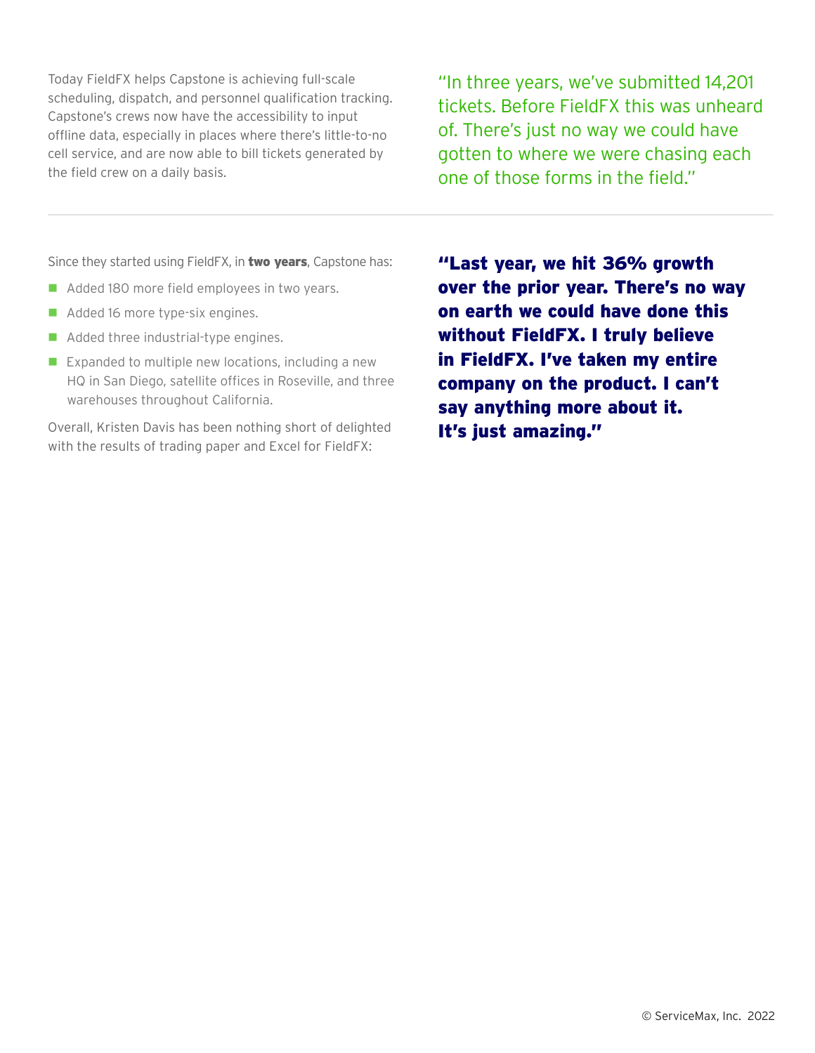Today FieldFX helps Capstone is achieving full-scale scheduling, dispatch, and personnel qualification tracking. Capstone's crews now have the accessibility to input offline data, especially in places where there's little-to-no cell service, and are now able to bill tickets generated by the field crew on a daily basis.

"In three years, we've submitted 14,201 tickets. Before FieldFX this was unheard of. There's just no way we could have gotten to where we were chasing each one of those forms in the field."

---

Since they started using FieldFX, in **two years**, Capstone has:

- Added 180 more field employees in two years.
- Added 16 more type-six engines.
- Added three industrial-type engines.
- Expanded to multiple new locations, including a new HQ in San Diego, satellite offices in Roseville, and three warehouses throughout California.

Overall, Kristen Davis has been nothing short of delighted with the results of trading paper and Excel for FieldFX:

**"Last year, we hit 36% growth over the prior year. There's no way on earth we could have done this without FieldFX. I truly believe in FieldFX. I've taken my entire company on the product. I can't say anything more about it. It's just amazing."**

© ServiceMax, Inc. 2022